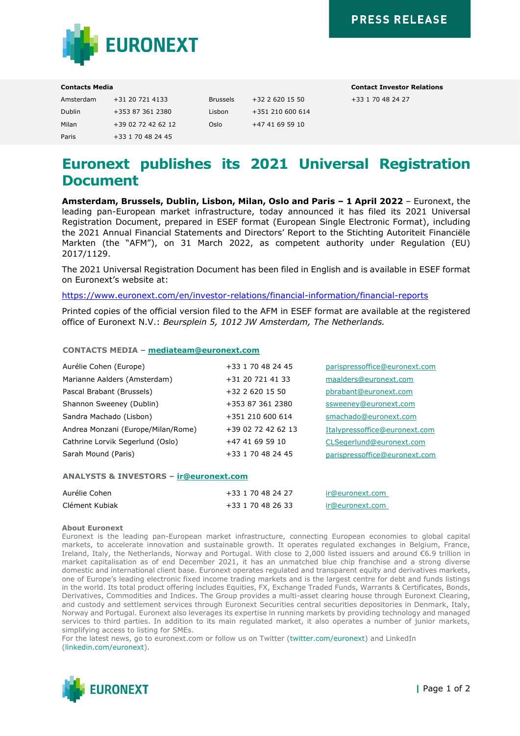PRESS RELEASE

**Contacts Media**

| | | | |
|---|---|---|---|
| Amsterdam | +31 20 721 4133 | Brussels | +32 2 620 15 50 |
| Dublin | +353 87 361 2380 | Lisbon | +351 210 600 614 |
| Milan | +39 02 72 42 62 12 | Oslo | +47 41 69 59 10 |
| Paris | +33 1 70 48 24 45 | | |

**Contact Investor Relations**

+33 1 70 48 24 27

# Euronext publishes its 2021 Universal Registration Document

**Amsterdam, Brussels, Dublin, Lisbon, Milan, Oslo and Paris – 1 April 2022** – Euronext, the leading pan-European market infrastructure, today announced it has filed its 2021 Universal Registration Document, prepared in ESEF format (European Single Electronic Format), including the 2021 Annual Financial Statements and Directors' Report to the Stichting Autoriteit Financiële Markten (the "AFM"), on 31 March 2022, as competent authority under Regulation (EU) 2017/1129.

The 2021 Universal Registration Document has been filed in English and is available in ESEF format on Euronext's website at:

https://www.euronext.com/en/investor-relations/financial-information/financial-reports

Printed copies of the official version filed to the AFM in ESEF format are available at the registered office of Euronext N.V.: *Beursplein 5, 1012 JW Amsterdam, The Netherlands.*

**CONTACTS MEDIA – mediateam@euronext.com**

| | | |
|---|---|---|
| Aurélie Cohen (Europe) | +33 1 70 48 24 45 | parispressoffice@euronext.com |
| Marianne Aalders (Amsterdam) | +31 20 721 41 33 | maalders@euronext.com |
| Pascal Brabant (Brussels) | +32 2 620 15 50 | pbrabant@euronext.com |
| Shannon Sweeney (Dublin) | +353 87 361 2380 | ssweeney@euronext.com |
| Sandra Machado (Lisbon) | +351 210 600 614 | smachado@euronext.com |
| Andrea Monzani (Europe/Milan/Rome) | +39 02 72 42 62 13 | Italypressoffice@euronext.com |
| Cathrine Lorvik Segerlund (Oslo) | +47 41 69 59 10 | CLSegerlund@euronext.com |
| Sarah Mound (Paris) | +33 1 70 48 24 45 | parispressoffice@euronext.com |

**ANALYSTS & INVESTORS – ir@euronext.com**

| | | |
|---|---|---|
| Aurélie Cohen | +33 1 70 48 24 27 | ir@euronext.com |
| Clément Kubiak | +33 1 70 48 26 33 | ir@euronext.com |

**About Euronext**

Euronext is the leading pan-European market infrastructure, connecting European economies to global capital markets, to accelerate innovation and sustainable growth. It operates regulated exchanges in Belgium, France, Ireland, Italy, the Netherlands, Norway and Portugal. With close to 2,000 listed issuers and around €6.9 trillion in market capitalisation as of end December 2021, it has an unmatched blue chip franchise and a strong diverse domestic and international client base. Euronext operates regulated and transparent equity and derivatives markets, one of Europe's leading electronic fixed income trading markets and is the largest centre for debt and funds listings in the world. Its total product offering includes Equities, FX, Exchange Traded Funds, Warrants & Certificates, Bonds, Derivatives, Commodities and Indices. The Group provides a multi-asset clearing house through Euronext Clearing, and custody and settlement services through Euronext Securities central securities depositories in Denmark, Italy, Norway and Portugal. Euronext also leverages its expertise in running markets by providing technology and managed services to third parties. In addition to its main regulated market, it also operates a number of junior markets, simplifying access to listing for SMEs.

For the latest news, go to euronext.com or follow us on Twitter (twitter.com/euronext) and LinkedIn (linkedin.com/euronext).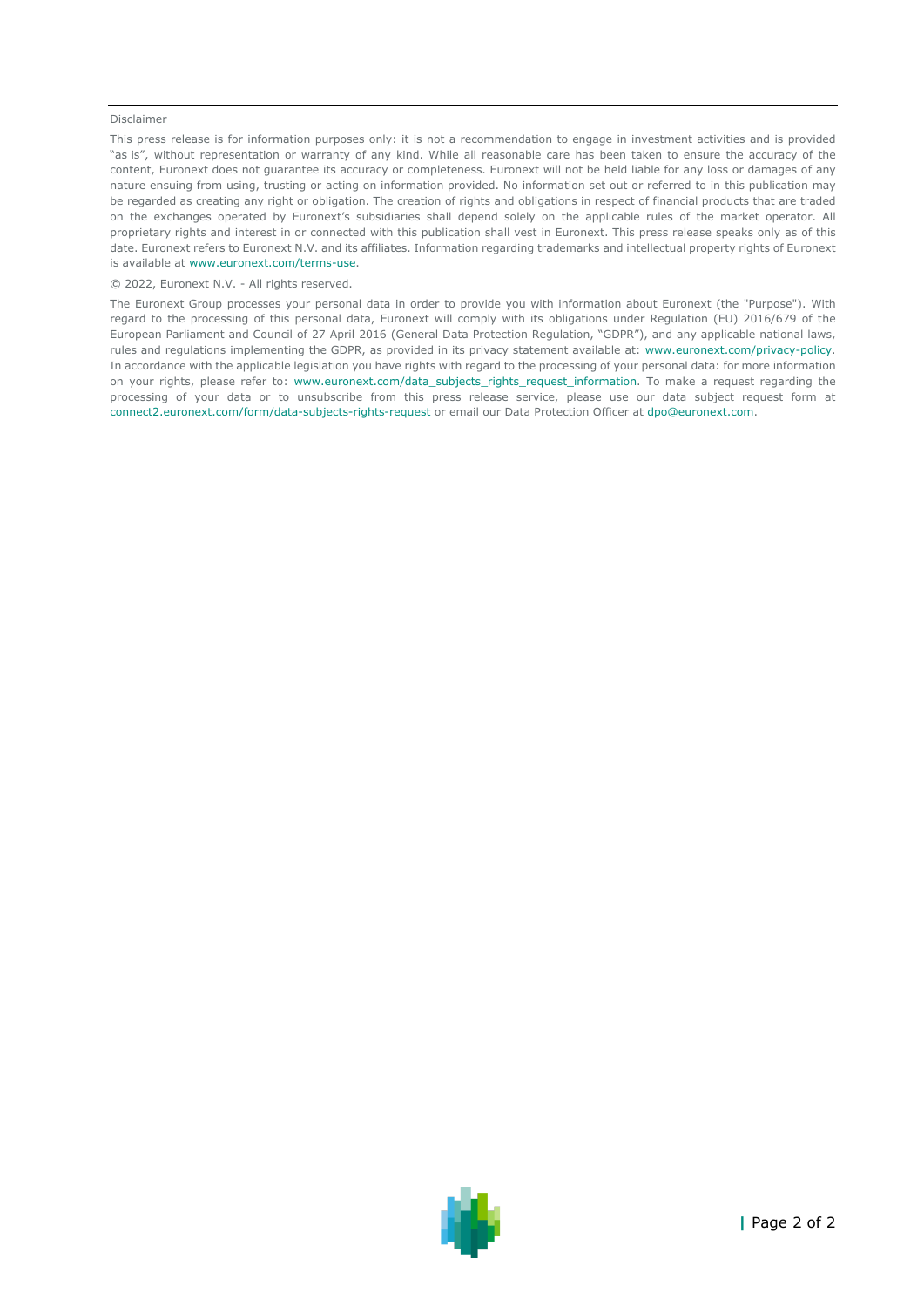Disclaimer

This press release is for information purposes only: it is not a recommendation to engage in investment activities and is provided "as is", without representation or warranty of any kind. While all reasonable care has been taken to ensure the accuracy of the content, Euronext does not guarantee its accuracy or completeness. Euronext will not be held liable for any loss or damages of any nature ensuing from using, trusting or acting on information provided. No information set out or referred to in this publication may be regarded as creating any right or obligation. The creation of rights and obligations in respect of financial products that are traded on the exchanges operated by Euronext's subsidiaries shall depend solely on the applicable rules of the market operator. All proprietary rights and interest in or connected with this publication shall vest in Euronext. This press release speaks only as of this date. Euronext refers to Euronext N.V. and its affiliates. Information regarding trademarks and intellectual property rights of Euronext is available at www.euronext.com/terms-use.

© 2022, Euronext N.V. - All rights reserved.

The Euronext Group processes your personal data in order to provide you with information about Euronext (the "Purpose"). With regard to the processing of this personal data, Euronext will comply with its obligations under Regulation (EU) 2016/679 of the European Parliament and Council of 27 April 2016 (General Data Protection Regulation, "GDPR"), and any applicable national laws, rules and regulations implementing the GDPR, as provided in its privacy statement available at: www.euronext.com/privacy-policy. In accordance with the applicable legislation you have rights with regard to the processing of your personal data: for more information on your rights, please refer to: www.euronext.com/data_subjects_rights_request_information. To make a request regarding the processing of your data or to unsubscribe from this press release service, please use our data subject request form at connect2.euronext.com/form/data-subjects-rights-request or email our Data Protection Officer at dpo@euronext.com.